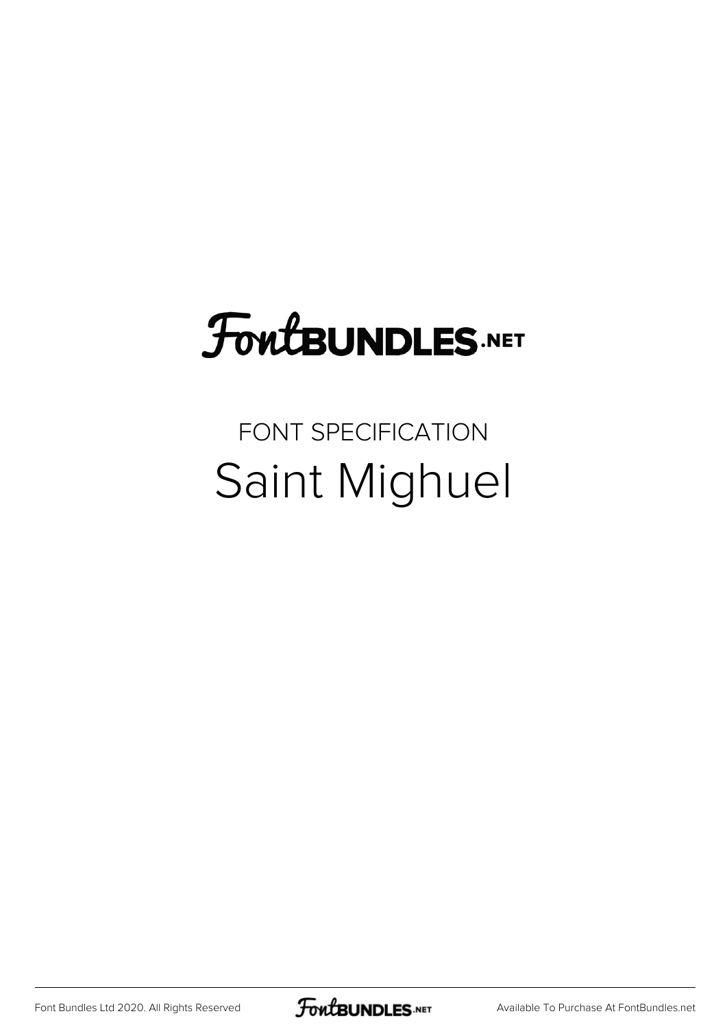# FontBUNDLES.NET

FONT SPECIFICATION

## Saint Mighuel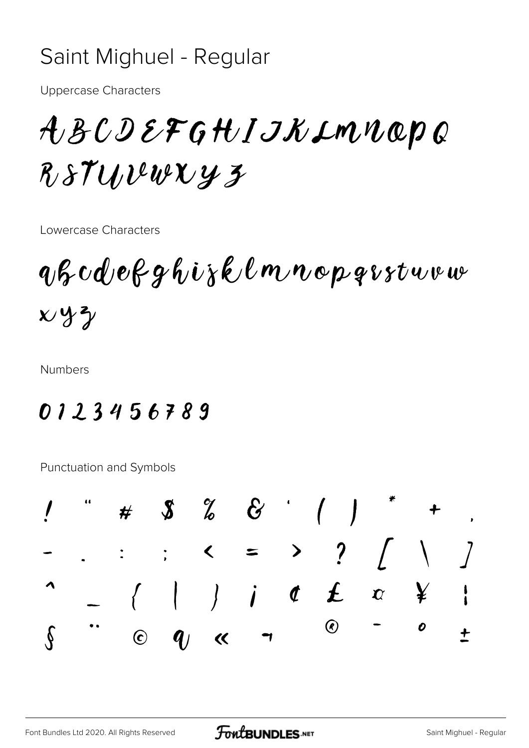# Saint Mighuel - Regular

Uppercase Characters

ABCDEFGHIJKLMNOPQ
RSTUVWXYZ

Lowercase Characters

abcdefghijklmnopqrstuvw
xyz

Numbers

0123456789

Punctuation and Symbols

! " # $ % & ' ( ) * + ,
- . : ; < = > ? [ \ ]
^ _ { | } ¡ ¢ £ ¤ ¥ ¦
§ ¨ © ª « ¬ ® ¯ ° ±

Font Bundles Ltd 2020. All Rights Reserved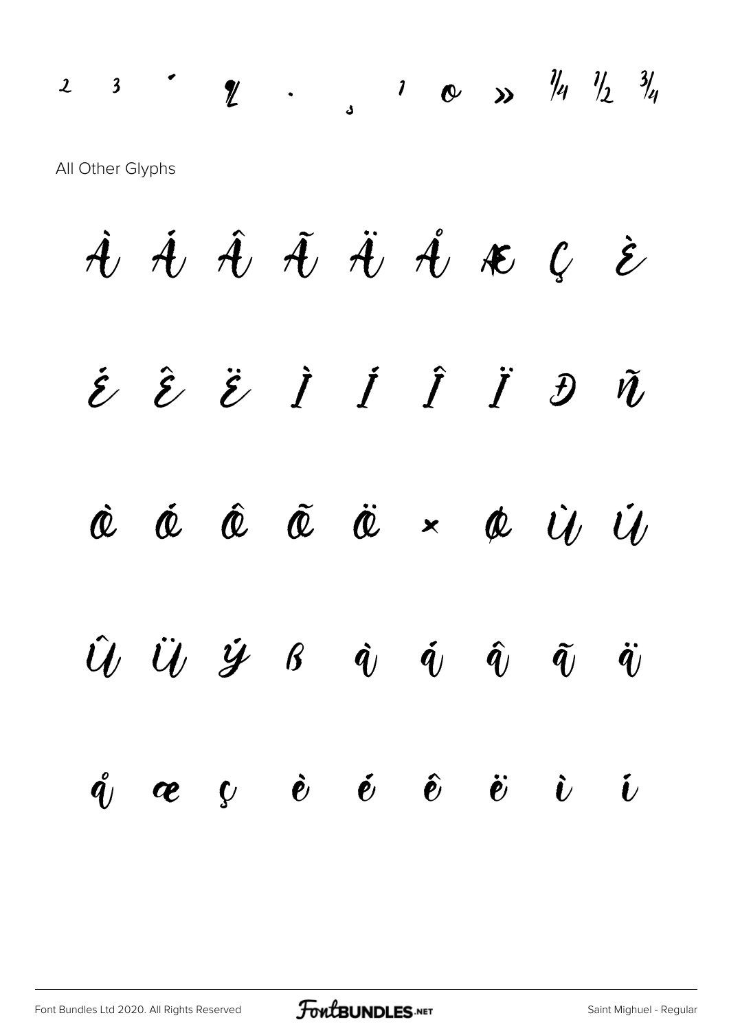² ³ ´ ¶ · ¸ ¹ º » ¼ ½ ¾

All Other Glyphs

À Á Â Ã Ä Å Æ Ç È

É Ê Ë Ì Í Î Ï Ð Ñ

Ò Ó Ô Õ Ö × Ø Ù Ú

Û Ü Ý ß à á â ã ä

å æ ç è é ê ë ì í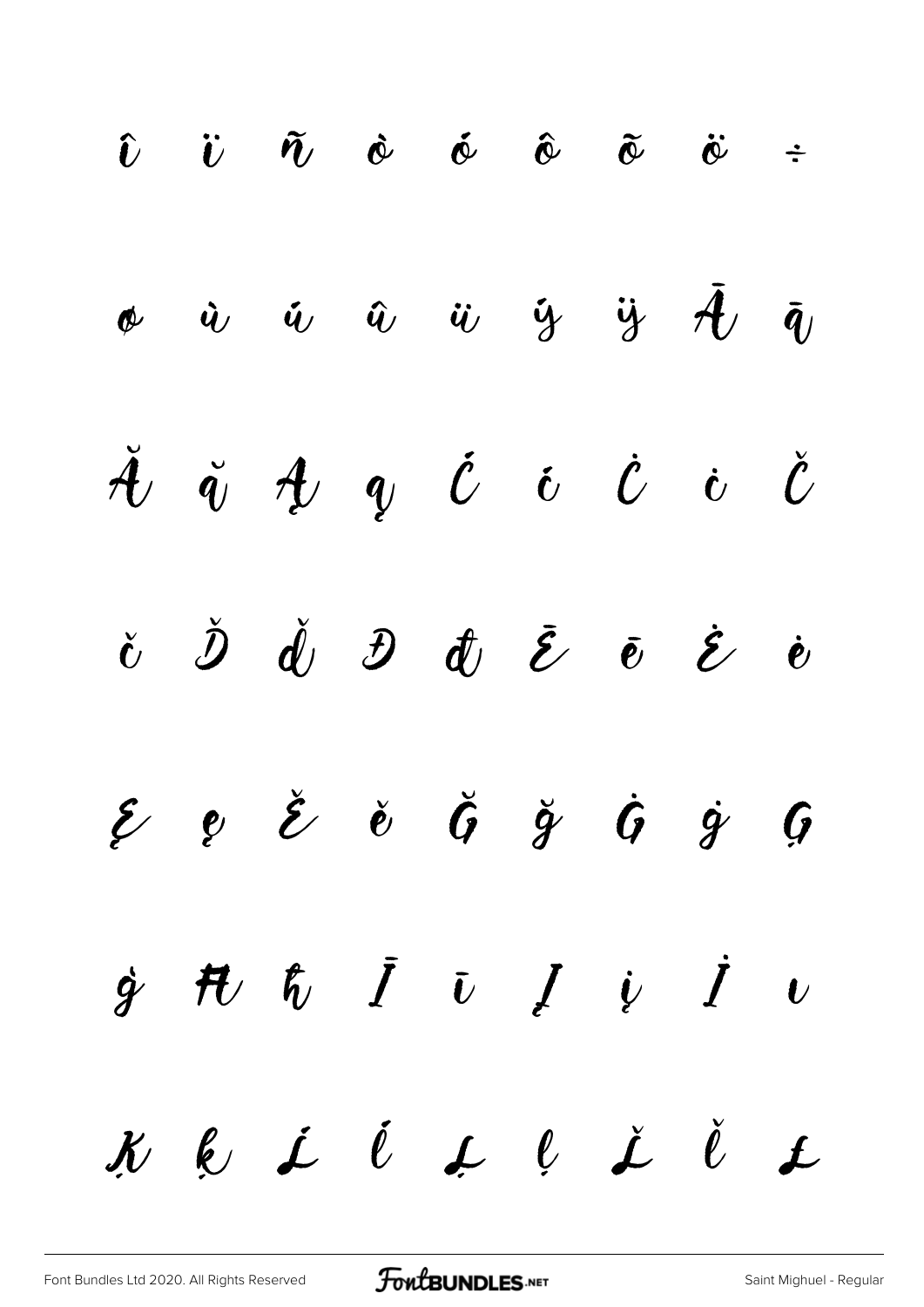î ï ñ ò ó ô õ ö ÷

ø ù ú û ü ý ÿ Ā ā

Ă ă Ą ą Ć ć Ċ ċ Č

č Ď ď Đ đ Ē ē Ė ė

Ę ę Ě ě Ğ ğ Ġ ġ Ģ

ģ Ħ ħ Ī ī Į į İ ı

Ķ ķ Ĺ ĺ Ļ ļ Ľ ľ Ł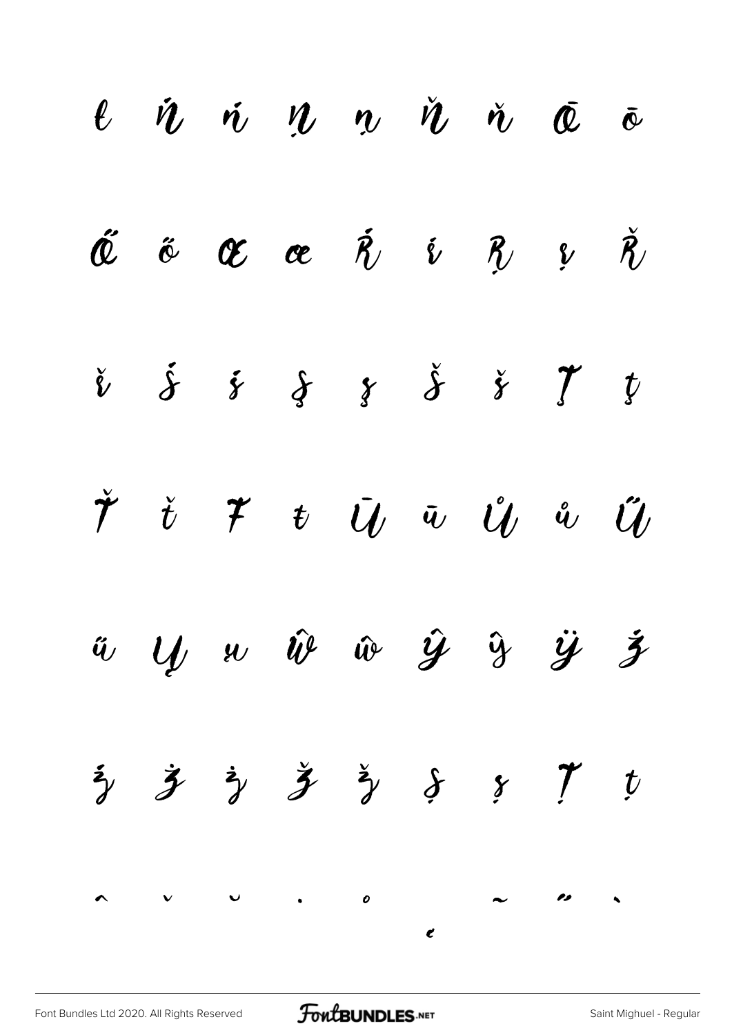ŀ Ń ń Ņ ņ Ň ň Ō ō

Ő ő Œ œ Ŕ ŕ Ŗ ŗ Ř

ř Ś ś Ş ş Š š Ţ ţ

Ť ť Ŧ ŧ Ū ū Ů ů Ű

ű Ų ų Ŵ ŵ Ŷ ŷ Ÿ Ź

ź Ż ż Ž ž Ș ș Ț ț

ˆ ˇ ˘ ˙ ˚ ˛ ˜ ˝ ̦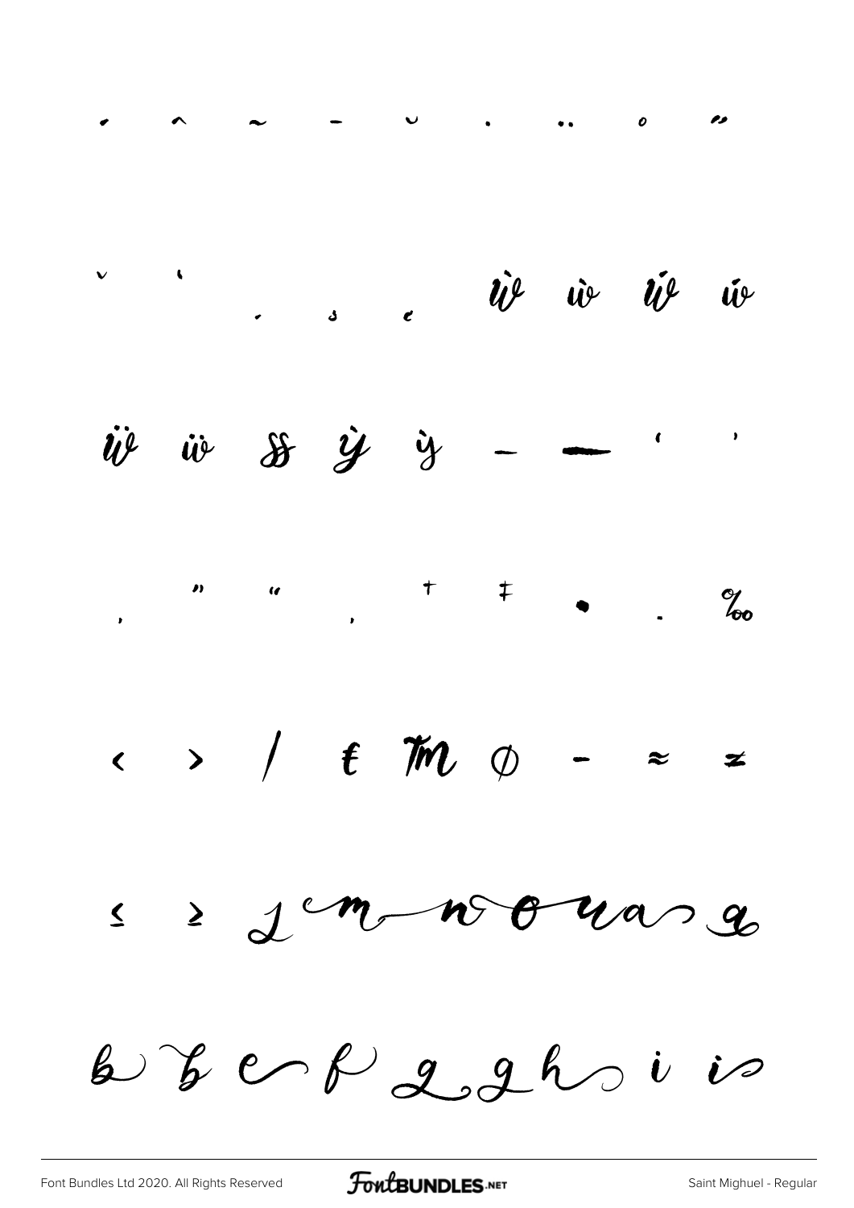˙ ˆ ˜ ¯ ˘ ˙ ¨ ˚ ˝

ˇ ‘ . ̦ ̨ ẁ ẁ ẃ ẃ

ẅ ẅ ß ỳ ỳ – — ‘ ’

‚ ” “ „ † ‡ • … ‰

‹ › ⁄ € ™ ∅ − ≈ ≠

≤ ≥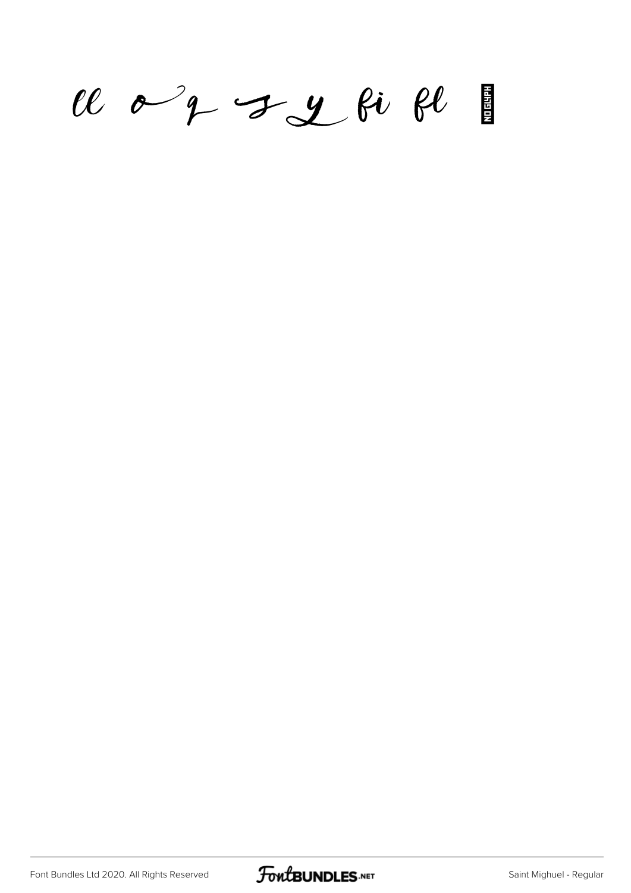ll o q J y fi fl NO GLYPH